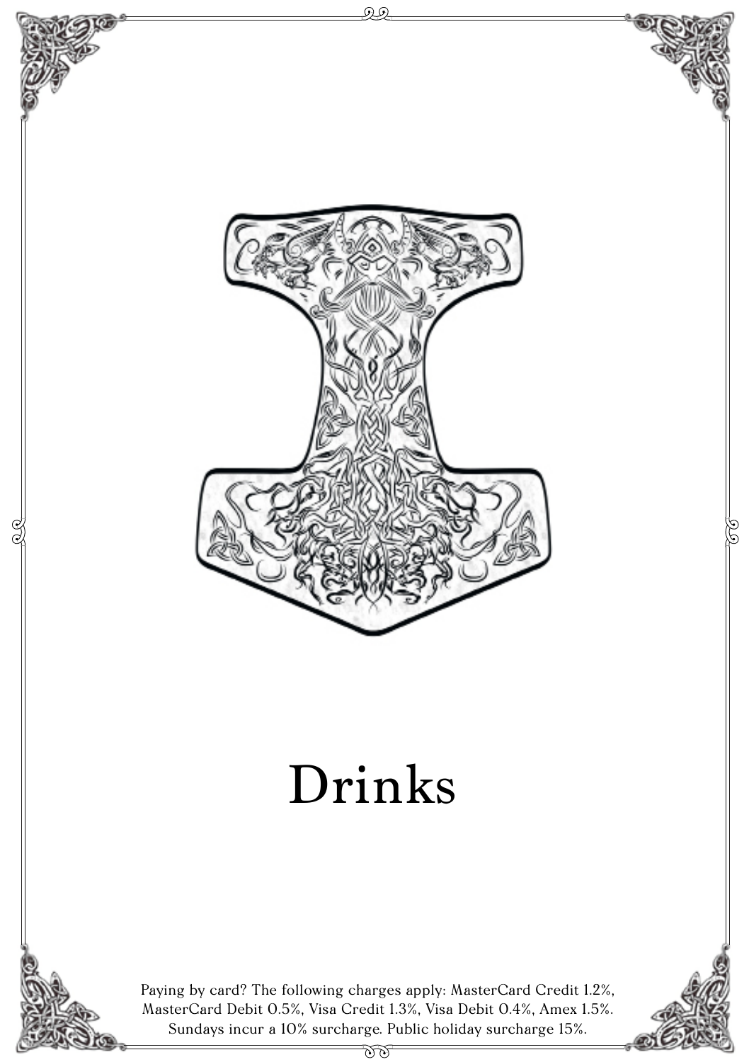# Drinks

Paying by card? The following charges apply: MasterCard Credit 1.2%, MasterCard Debit 0.5%, Visa Credit 1.3%, Visa Debit 0.4%, Amex 1.5%. Sundays incur a 10% surcharge. Public holiday surcharge 15%.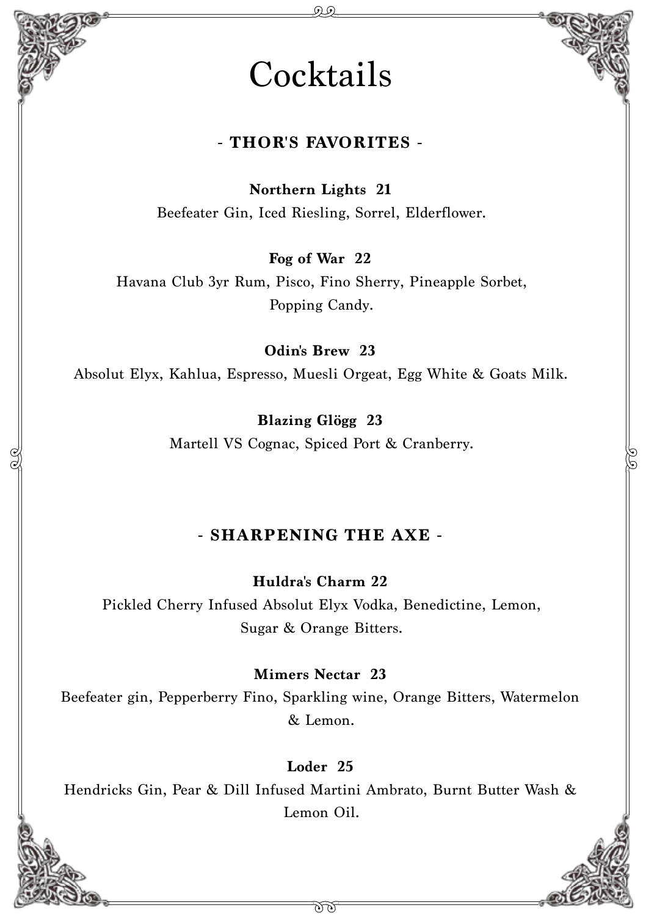# Cocktails

## - THOR'S FAVORITES -

**Northern Lights 21**
Beefeater Gin, Iced Riesling, Sorrel, Elderflower.

**Fog of War 22**
Havana Club 3yr Rum, Pisco, Fino Sherry, Pineapple Sorbet, Popping Candy.

**Odin's Brew 23**
Absolut Elyx, Kahlua, Espresso, Muesli Orgeat, Egg White & Goats Milk.

**Blazing Glögg 23**
Martell VS Cognac, Spiced Port & Cranberry.

## - SHARPENING THE AXE -

**Huldra's Charm 22**
Pickled Cherry Infused Absolut Elyx Vodka, Benedictine, Lemon, Sugar & Orange Bitters.

**Mimers Nectar 23**
Beefeater gin, Pepperberry Fino, Sparkling wine, Orange Bitters, Watermelon & Lemon.

**Loder 25**
Hendricks Gin, Pear & Dill Infused Martini Ambrato, Burnt Butter Wash & Lemon Oil.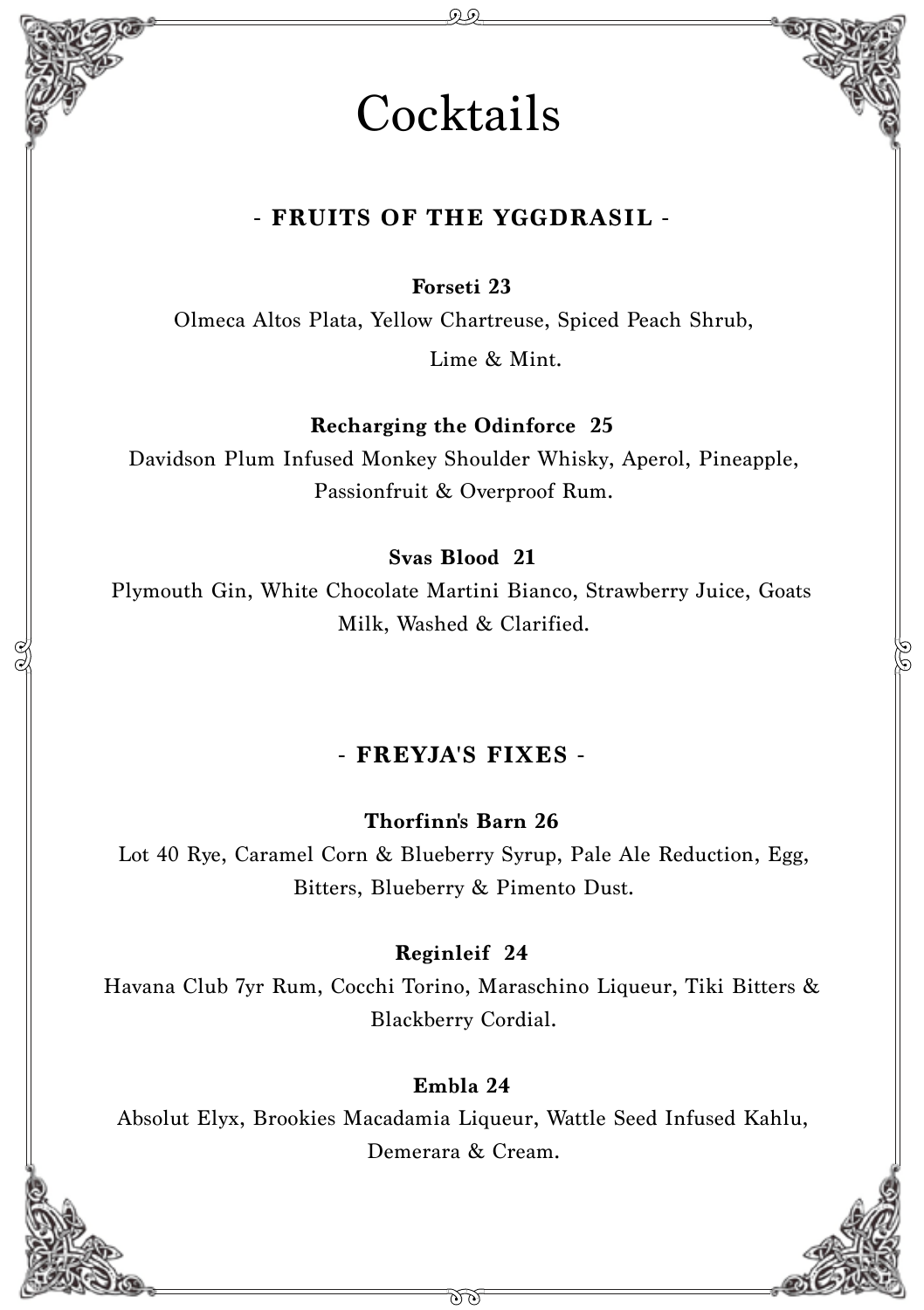# Cocktails

## - FRUITS OF THE YGGDRASIL -

**Forseti 23**

Olmeca Altos Plata, Yellow Chartreuse, Spiced Peach Shrub, Lime & Mint.

**Recharging the Odinforce 25**

Davidson Plum Infused Monkey Shoulder Whisky, Aperol, Pineapple, Passionfruit & Overproof Rum.

**Svas Blood 21**

Plymouth Gin, White Chocolate Martini Bianco, Strawberry Juice, Goats Milk, Washed & Clarified.

## - FREYJA'S FIXES -

**Thorfinn's Barn 26**

Lot 40 Rye, Caramel Corn & Blueberry Syrup, Pale Ale Reduction, Egg, Bitters, Blueberry & Pimento Dust.

**Reginleif 24**

Havana Club 7yr Rum, Cocchi Torino, Maraschino Liqueur, Tiki Bitters & Blackberry Cordial.

**Embla 24**

Absolut Elyx, Brookies Macadamia Liqueur, Wattle Seed Infused Kahlu, Demerara & Cream.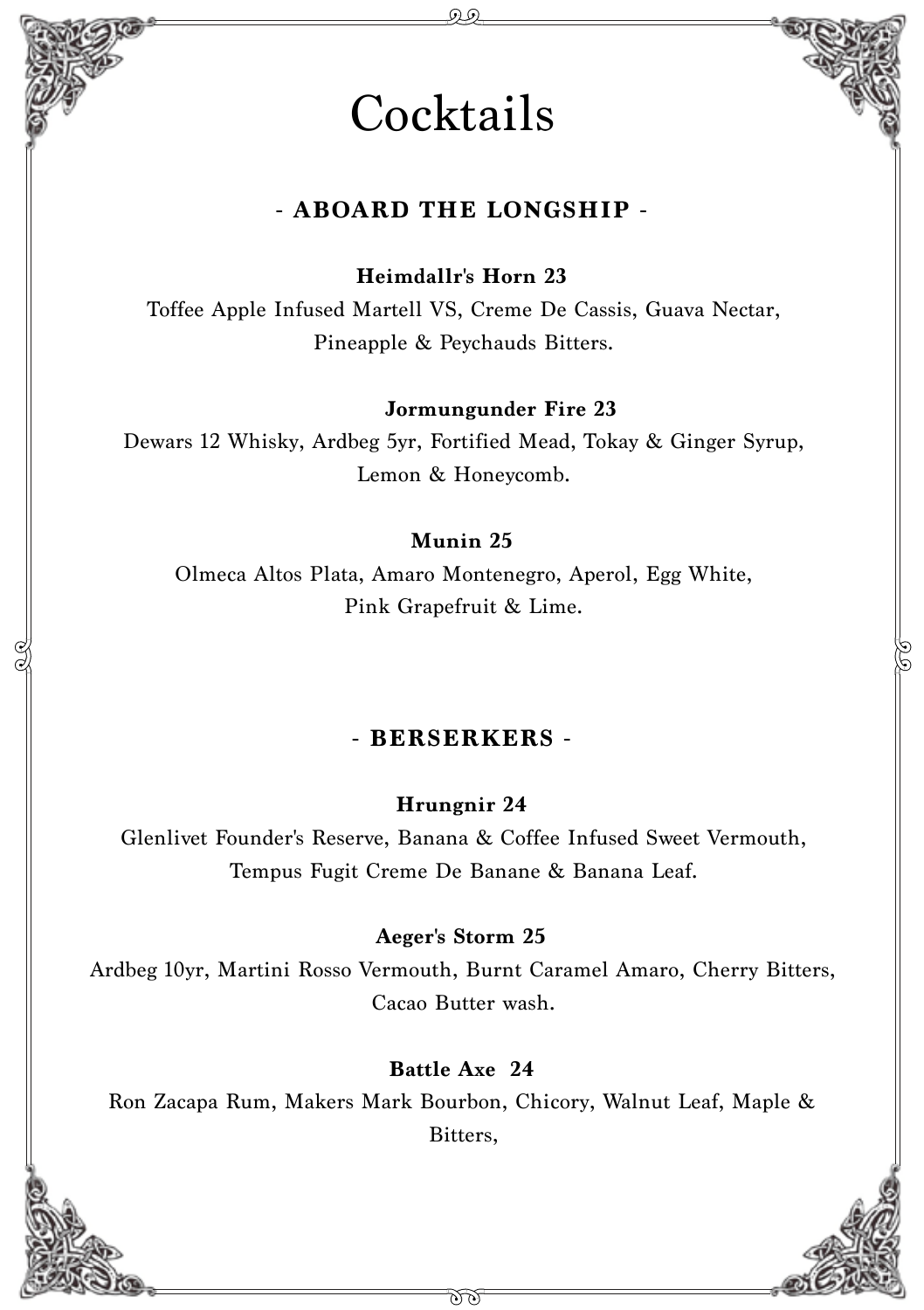# Cocktails

## - ABOARD THE LONGSHIP -

**Heimdallr's Horn 23**

Toffee Apple Infused Martell VS, Creme De Cassis, Guava Nectar, Pineapple & Peychauds Bitters.

**Jormungunder Fire 23**

Dewars 12 Whisky, Ardbeg 5yr, Fortified Mead, Tokay & Ginger Syrup, Lemon & Honeycomb.

**Munin 25**

Olmeca Altos Plata, Amaro Montenegro, Aperol, Egg White, Pink Grapefruit & Lime.

## - BERSERKERS -

**Hrungnir 24**

Glenlivet Founder's Reserve, Banana & Coffee Infused Sweet Vermouth, Tempus Fugit Creme De Banane & Banana Leaf.

**Aeger's Storm 25**

Ardbeg 10yr, Martini Rosso Vermouth, Burnt Caramel Amaro, Cherry Bitters, Cacao Butter wash.

**Battle Axe 24**

Ron Zacapa Rum, Makers Mark Bourbon, Chicory, Walnut Leaf, Maple & Bitters,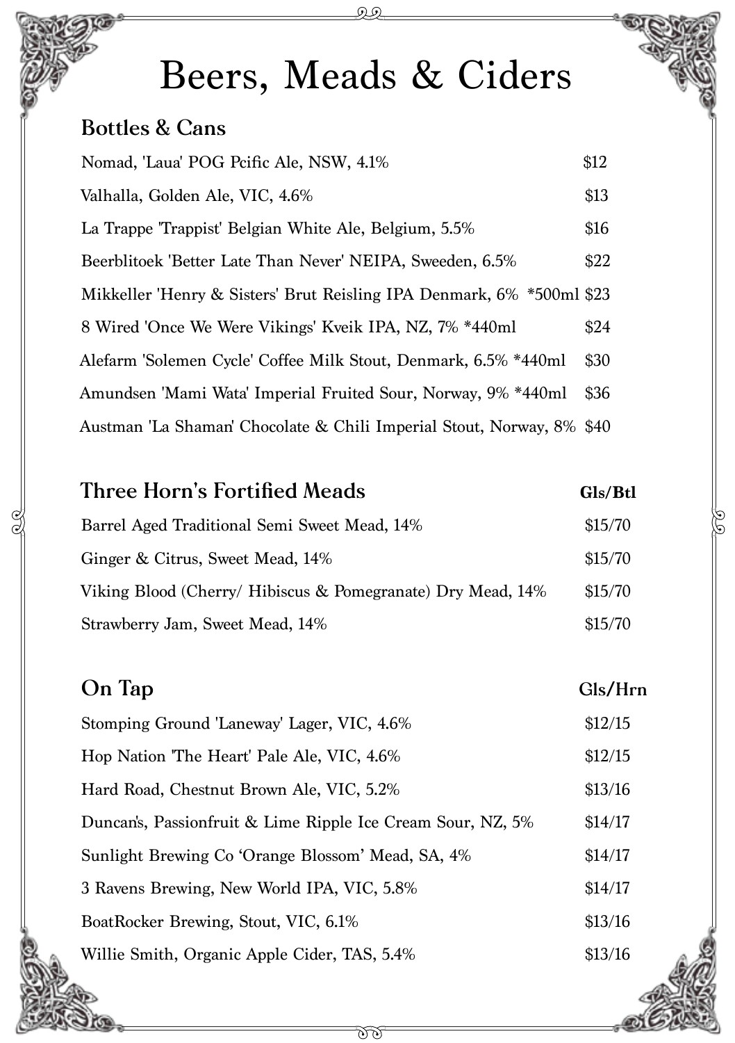# Beers, Meads & Ciders

## Bottles & Cans

| Item | Price |
|---|---|
| Nomad, 'Laua' POG Pcific Ale, NSW, 4.1% | $12 |
| Valhalla, Golden Ale, VIC, 4.6% | $13 |
| La Trappe 'Trappist' Belgian White Ale, Belgium, 5.5% | $16 |
| Beerblitoek 'Better Late Than Never' NEIPA, Sweeden, 6.5% | $22 |
| Mikkeller 'Henry & Sisters' Brut Reisling IPA Denmark, 6% *500ml | $23 |
| 8 Wired 'Once We Were Vikings' Kveik IPA, NZ, 7% *440ml | $24 |
| Alefarm 'Solemen Cycle' Coffee Milk Stout, Denmark, 6.5% *440ml | $30 |
| Amundsen 'Mami Wata' Imperial Fruited Sour, Norway, 9% *440ml | $36 |
| Austman 'La Shaman' Chocolate & Chili Imperial Stout, Norway, 8% | $40 |

## Three Horn's Fortified Meads

| Item | Gls/Btl |
|---|---|
| Barrel Aged Traditional Semi Sweet Mead, 14% | $15/70 |
| Ginger & Citrus, Sweet Mead, 14% | $15/70 |
| Viking Blood (Cherry/ Hibiscus & Pomegranate) Dry Mead, 14% | $15/70 |
| Strawberry Jam, Sweet Mead, 14% | $15/70 |

## On Tap

| Item | Gls/Hrn |
|---|---|
| Stomping Ground 'Laneway' Lager, VIC, 4.6% | $12/15 |
| Hop Nation 'The Heart' Pale Ale, VIC, 4.6% | $12/15 |
| Hard Road, Chestnut Brown Ale, VIC, 5.2% | $13/16 |
| Duncan's, Passionfruit & Lime Ripple Ice Cream Sour, NZ, 5% | $14/17 |
| Sunlight Brewing Co 'Orange Blossom' Mead, SA, 4% | $14/17 |
| 3 Ravens Brewing, New World IPA, VIC, 5.8% | $14/17 |
| BoatRocker Brewing, Stout, VIC, 6.1% | $13/16 |
| Willie Smith, Organic Apple Cider, TAS, 5.4% | $13/16 |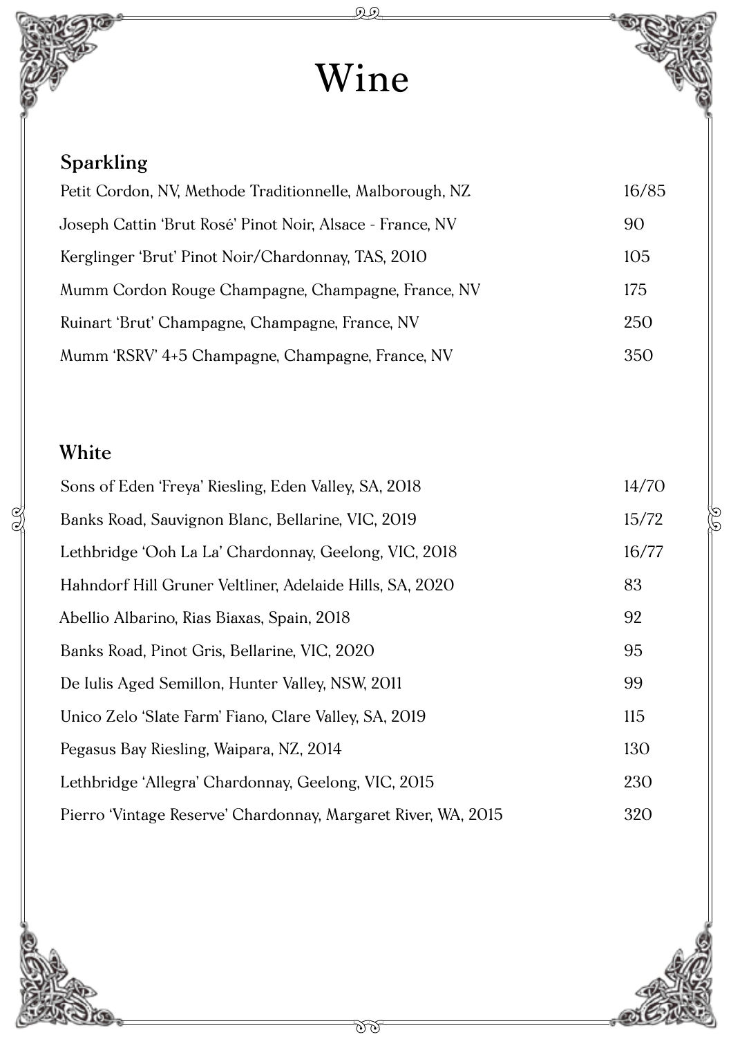# Wine

## Sparkling

| | |
|---|---|
| Petit Cordon, NV, Methode Traditionnelle, Malborough, NZ | 16/85 |
| Joseph Cattin 'Brut Rosé' Pinot Noir, Alsace - France, NV | 90 |
| Kerglinger 'Brut' Pinot Noir/Chardonnay, TAS, 2010 | 105 |
| Mumm Cordon Rouge Champagne, Champagne, France, NV | 175 |
| Ruinart 'Brut' Champagne, Champagne, France, NV | 250 |
| Mumm 'RSRV' 4+5 Champagne, Champagne, France, NV | 350 |

## White

| | |
|---|---|
| Sons of Eden 'Freya' Riesling, Eden Valley, SA, 2018 | 14/70 |
| Banks Road, Sauvignon Blanc, Bellarine, VIC, 2019 | 15/72 |
| Lethbridge 'Ooh La La' Chardonnay, Geelong, VIC, 2018 | 16/77 |
| Hahndorf Hill Gruner Veltliner, Adelaide Hills, SA, 2020 | 83 |
| Abellio Albarino, Rias Biaxas, Spain, 2018 | 92 |
| Banks Road, Pinot Gris, Bellarine, VIC, 2020 | 95 |
| De Iulis Aged Semillon, Hunter Valley, NSW, 2011 | 99 |
| Unico Zelo 'Slate Farm' Fiano, Clare Valley, SA, 2019 | 115 |
| Pegasus Bay Riesling, Waipara, NZ, 2014 | 130 |
| Lethbridge 'Allegra' Chardonnay, Geelong, VIC, 2015 | 230 |
| Pierro 'Vintage Reserve' Chardonnay, Margaret River, WA, 2015 | 320 |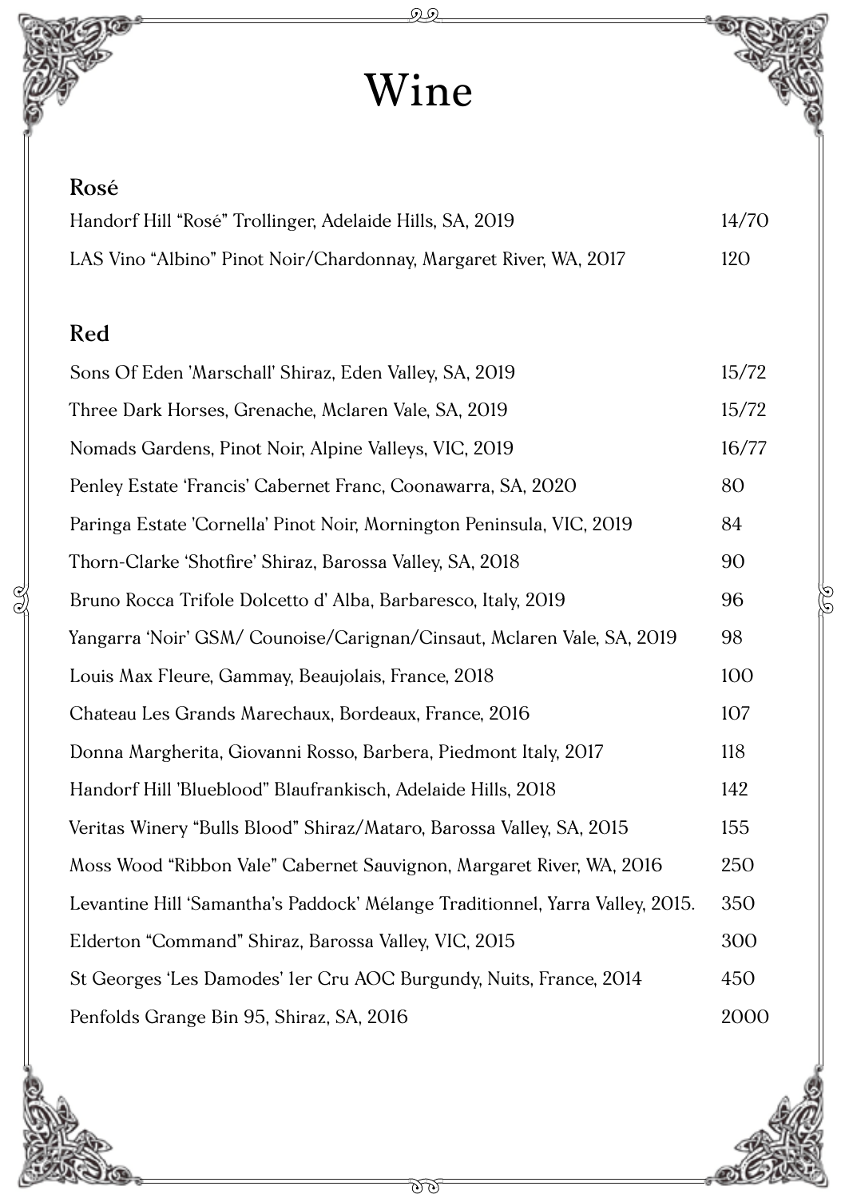# Wine

## Rosé

| | |
|---|---|
| Handorf Hill "Rosé" Trollinger, Adelaide Hills, SA, 2019 | 14/70 |
| LAS Vino "Albino" Pinot Noir/Chardonnay, Margaret River, WA, 2017 | 120 |

## Red

| | |
|---|---|
| Sons Of Eden 'Marschall' Shiraz, Eden Valley, SA, 2019 | 15/72 |
| Three Dark Horses, Grenache, Mclaren Vale, SA, 2019 | 15/72 |
| Nomads Gardens, Pinot Noir, Alpine Valleys, VIC, 2019 | 16/77 |
| Penley Estate 'Francis' Cabernet Franc, Coonawarra, SA, 2020 | 80 |
| Paringa Estate 'Cornella' Pinot Noir, Mornington Peninsula, VIC, 2019 | 84 |
| Thorn-Clarke 'Shotfire' Shiraz, Barossa Valley, SA, 2018 | 90 |
| Bruno Rocca Trifole Dolcetto d' Alba, Barbaresco, Italy, 2019 | 96 |
| Yangarra 'Noir' GSM/ Counoise/Carignan/Cinsaut, Mclaren Vale, SA, 2019 | 98 |
| Louis Max Fleure, Gammay, Beaujolais, France, 2018 | 100 |
| Chateau Les Grands Marechaux, Bordeaux, France, 2016 | 107 |
| Donna Margherita, Giovanni Rosso, Barbera, Piedmont Italy, 2017 | 118 |
| Handorf Hill 'Blueblood" Blaufrankisch, Adelaide Hills, 2018 | 142 |
| Veritas Winery "Bulls Blood" Shiraz/Mataro, Barossa Valley, SA, 2015 | 155 |
| Moss Wood "Ribbon Vale" Cabernet Sauvignon, Margaret River, WA, 2016 | 250 |
| Levantine Hill 'Samantha's Paddock' Mélange Traditionnel, Yarra Valley, 2015. | 350 |
| Elderton "Command" Shiraz, Barossa Valley, VIC, 2015 | 300 |
| St Georges 'Les Damodes' 1er Cru AOC Burgundy, Nuits, France, 2014 | 450 |
| Penfolds Grange Bin 95, Shiraz, SA, 2016 | 2000 |